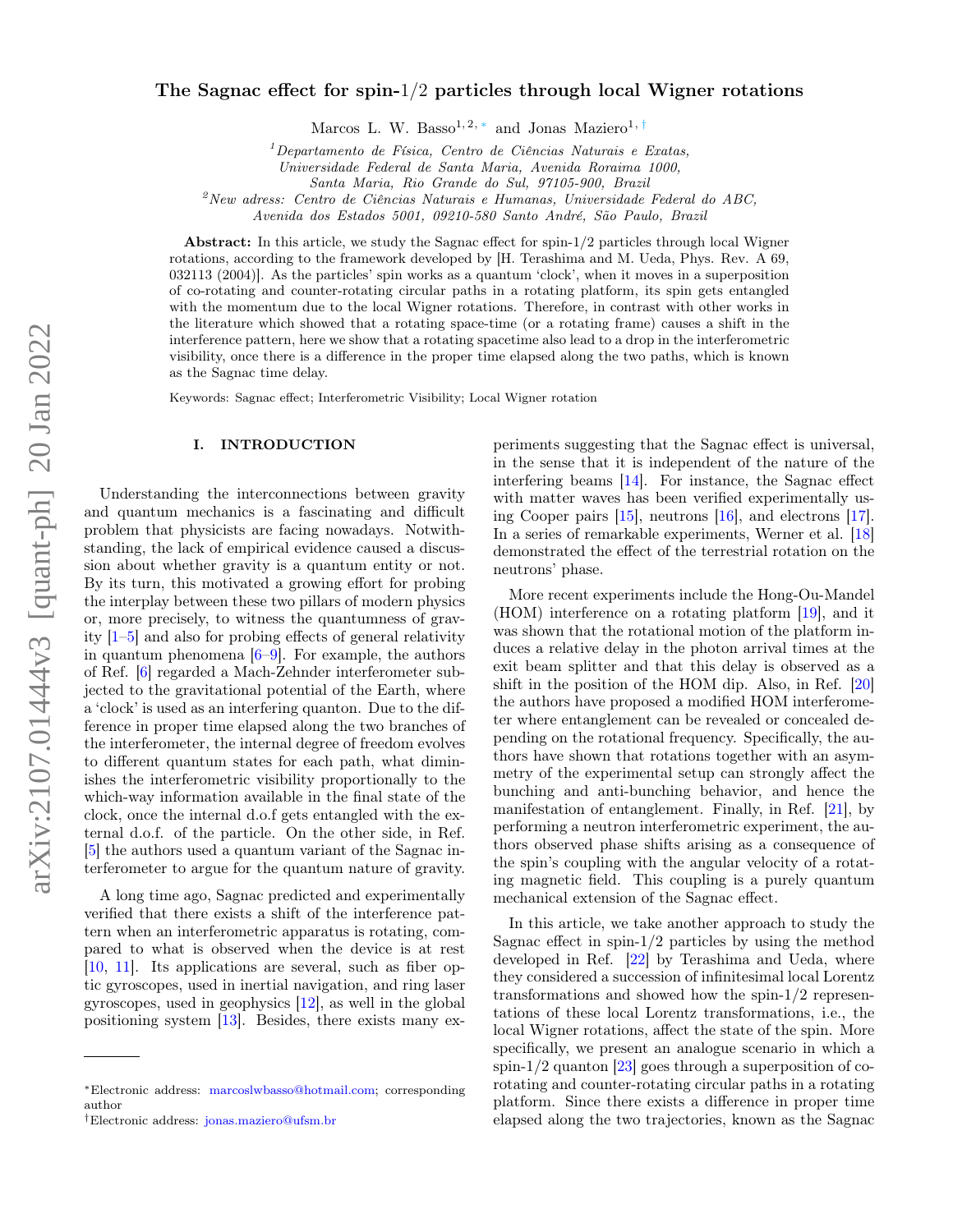# The Sagnac effect for spin-1/2 particles through local Wigner rotations

Marcos L. W. Basso[1,2,*] and Jonas Maziero[1,†]

[1]*Departamento de Física, Centro de Ciências Naturais e Exatas, Universidade Federal de Santa Maria, Avenida Roraima 1000, Santa Maria, Rio Grande do Sul, 97105-900, Brazil*

[2]*New adress: Centro de Ciências Naturais e Humanas, Universidade Federal do ABC, Avenida dos Estados 5001, 09210-580 Santo André, São Paulo, Brazil*

**Abstract:** In this article, we study the Sagnac effect for spin-1/2 particles through local Wigner rotations, according to the framework developed by [H. Terashima and M. Ueda, Phys. Rev. A 69, 032113 (2004)]. As the particles' spin works as a quantum 'clock', when it moves in a superposition of co-rotating and counter-rotating circular paths in a rotating platform, its spin gets entangled with the momentum due to the local Wigner rotations. Therefore, in contrast with other works in the literature which showed that a rotating space-time (or a rotating frame) causes a shift in the interference pattern, here we show that a rotating spacetime also lead to a drop in the interferometric visibility, once there is a difference in the proper time elapsed along the two paths, which is known as the Sagnac time delay.

Keywords: Sagnac effect; Interferometric Visibility; Local Wigner rotation

## I. INTRODUCTION

Understanding the interconnections between gravity and quantum mechanics is a fascinating and difficult problem that physicists are facing nowadays. Notwithstanding, the lack of empirical evidence caused a discussion about whether gravity is a quantum entity or not. By its turn, this motivated a growing effort for probing the interplay between these two pillars of modern physics or, more precisely, to witness the quantumness of gravity [1–5] and also for probing effects of general relativity in quantum phenomena [6–9]. For example, the authors of Ref. [6] regarded a Mach-Zehnder interferometer subjected to the gravitational potential of the Earth, where a 'clock' is used as an interfering quanton. Due to the difference in proper time elapsed along the two branches of the interferometer, the internal degree of freedom evolves to different quantum states for each path, what diminishes the interferometric visibility proportionally to the which-way information available in the final state of the clock, once the internal d.o.f gets entangled with the external d.o.f. of the particle. On the other side, in Ref. [5] the authors used a quantum variant of the Sagnac interferometer to argue for the quantum nature of gravity.

A long time ago, Sagnac predicted and experimentally verified that there exists a shift of the interference pattern when an interferometric apparatus is rotating, compared to what is observed when the device is at rest [10, 11]. Its applications are several, such as fiber optic gyroscopes, used in inertial navigation, and ring laser gyroscopes, used in geophysics [12], as well in the global positioning system [13]. Besides, there exists many experiments suggesting that the Sagnac effect is universal, in the sense that it is independent of the nature of the interfering beams [14]. For instance, the Sagnac effect with matter waves has been verified experimentally using Cooper pairs [15], neutrons [16], and electrons [17]. In a series of remarkable experiments, Werner et al. [18] demonstrated the effect of the terrestrial rotation on the neutrons' phase.

More recent experiments include the Hong-Ou-Mandel (HOM) interference on a rotating platform [19], and it was shown that the rotational motion of the platform induces a relative delay in the photon arrival times at the exit beam splitter and that this delay is observed as a shift in the position of the HOM dip. Also, in Ref. [20] the authors have proposed a modified HOM interferometer where entanglement can be revealed or concealed depending on the rotational frequency. Specifically, the authors have shown that rotations together with an asymmetry of the experimental setup can strongly affect the bunching and anti-bunching behavior, and hence the manifestation of entanglement. Finally, in Ref. [21], by performing a neutron interferometric experiment, the authors observed phase shifts arising as a consequence of the spin's coupling with the angular velocity of a rotating magnetic field. This coupling is a purely quantum mechanical extension of the Sagnac effect.

In this article, we take another approach to study the Sagnac effect in spin-1/2 particles by using the method developed in Ref. [22] by Terashima and Ueda, where they considered a succession of infinitesimal local Lorentz transformations and showed how the spin-1/2 representations of these local Lorentz transformations, i.e., the local Wigner rotations, affect the state of the spin. More specifically, we present an analogue scenario in which a spin-1/2 quanton [23] goes through a superposition of co-rotating and counter-rotating circular paths in a rotating platform. Since there exists a difference in proper time elapsed along the two trajectories, known as the Sagnac

*Electronic address: marcoslwbasso@hotmail.com; corresponding author

†Electronic address: jonas.maziero@ufsm.br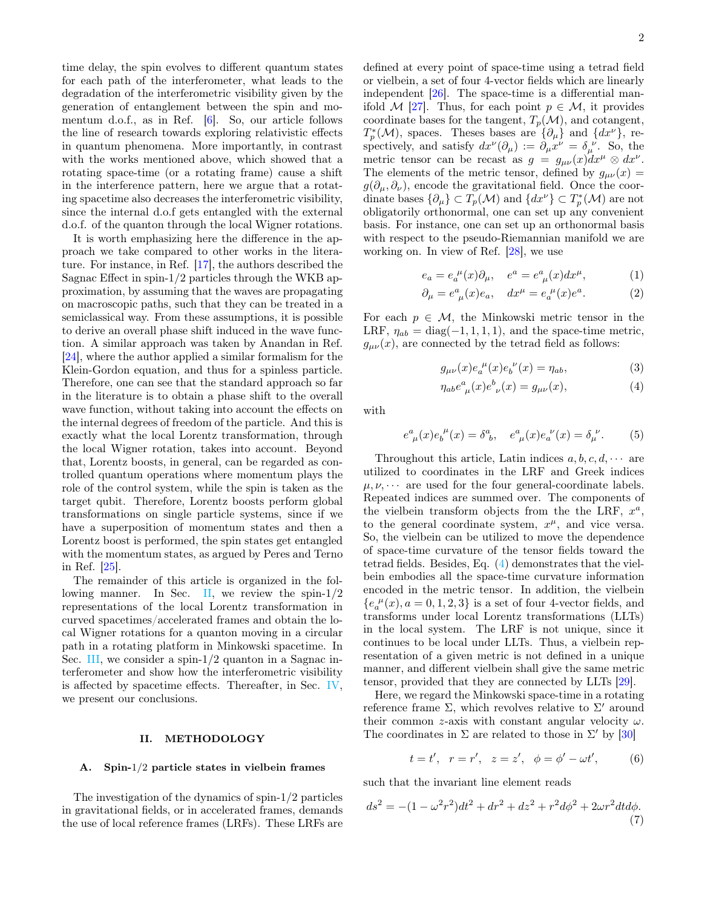time delay, the spin evolves to different quantum states for each path of the interferometer, what leads to the degradation of the interferometric visibility given by the generation of entanglement between the spin and momentum d.o.f., as in Ref. [6]. So, our article follows the line of research towards exploring relativistic effects in quantum phenomena. More importantly, in contrast with the works mentioned above, which showed that a rotating space-time (or a rotating frame) cause a shift in the interference pattern, here we argue that a rotating spacetime also decreases the interferometric visibility, since the internal d.o.f gets entangled with the external d.o.f. of the quanton through the local Wigner rotations.

It is worth emphasizing here the difference in the approach we take compared to other works in the literature. For instance, in Ref. [17], the authors described the Sagnac Effect in spin-1/2 particles through the WKB approximation, by assuming that the waves are propagating on macroscopic paths, such that they can be treated in a semiclassical way. From these assumptions, it is possible to derive an overall phase shift induced in the wave function. A similar approach was taken by Anandan in Ref. [24], where the author applied a similar formalism for the Klein-Gordon equation, and thus for a spinless particle. Therefore, one can see that the standard approach so far in the literature is to obtain a phase shift to the overall wave function, without taking into account the effects on the internal degrees of freedom of the particle. And this is exactly what the local Lorentz transformation, through the local Wigner rotation, takes into account. Beyond that, Lorentz boosts, in general, can be regarded as controlled quantum operations where momentum plays the role of the control system, while the spin is taken as the target qubit. Therefore, Lorentz boosts perform global transformations on single particle systems, since if we have a superposition of momentum states and then a Lorentz boost is performed, the spin states get entangled with the momentum states, as argued by Peres and Terno in Ref. [25].

The remainder of this article is organized in the following manner. In Sec. II, we review the spin-1/2 representations of the local Lorentz transformation in curved spacetimes/accelerated frames and obtain the local Wigner rotations for a quanton moving in a circular path in a rotating platform in Minkowski spacetime. In Sec. III, we consider a spin-1/2 quanton in a Sagnac interferometer and show how the interferometric visibility is affected by spacetime effects. Thereafter, in Sec. IV, we present our conclusions.

## II. METHODOLOGY

### A. Spin-1/2 particle states in vielbein frames

The investigation of the dynamics of spin-1/2 particles in gravitational fields, or in accelerated frames, demands the use of local reference frames (LRFs). These LRFs are defined at every point of space-time using a tetrad field or vielbein, a set of four 4-vector fields which are linearly independent [26]. The space-time is a differential manifold $\mathcal{M}$ [27]. Thus, for each point $p \in \mathcal{M}$, it provides coordinate bases for the tangent, $T_p(\mathcal{M})$, and cotangent, $T_p^*(\mathcal{M})$, spaces. Theses bases are $\{\partial_\mu\}$ and $\{dx^\nu\}$, respectively, and satisfy $dx^\nu(\partial_\mu) := \partial_\mu x^\nu = \delta_\mu^{\ \nu}$. So, the metric tensor can be recast as $g = g_{\mu\nu}(x) dx^\mu \otimes dx^\nu$. The elements of the metric tensor, defined by $g_{\mu\nu}(x) = g(\partial_\mu, \partial_\nu)$, encode the gravitational field. Once the coordinate bases $\{\partial_\mu\} \subset T_p(\mathcal{M})$ and $\{dx^\nu\} \subset T_p^*(\mathcal{M})$ are not obligatorily orthonormal, one can set up any convenient basis. For instance, one can set up an orthonormal basis with respect to the pseudo-Riemannian manifold we are working on. In view of Ref. [28], we use

$$e_a = e_a^{\ \mu}(x)\partial_\mu, \quad e^a = e^a_{\ \mu}(x) dx^\mu, \tag{1}$$

$$\partial_\mu = e^a_{\ \mu}(x) e_a, \quad dx^\mu = e_a^{\ \mu}(x) e^a. \tag{2}$$

For each $p \in \mathcal{M}$, the Minkowski metric tensor in the LRF, $\eta_{ab} = \text{diag}(-1, 1, 1, 1)$, and the space-time metric, $g_{\mu\nu}(x)$, are connected by the tetrad field as follows:

$$g_{\mu\nu}(x) e_a^{\ \mu}(x) e_b^{\ \nu}(x) = \eta_{ab}, \tag{3}$$

$$\eta_{ab} e^a_{\ \mu}(x) e^b_{\ \nu}(x) = g_{\mu\nu}(x), \tag{4}$$

with

$$e^a_{\ \mu}(x) e_b^{\ \mu}(x) = \delta^a_{\ b}, \quad e^a_{\ \mu}(x) e_a^{\ \nu}(x) = \delta_\mu^{\ \nu}. \tag{5}$$

Throughout this article, Latin indices $a, b, c, d, \cdots$ are utilized to coordinates in the LRF and Greek indices $\mu, \nu, \cdots$ are used for the four general-coordinate labels. Repeated indices are summed over. The components of the vielbein transform objects from the the LRF, $x^a$, to the general coordinate system, $x^\mu$, and vice versa. So, the vielbein can be utilized to move the dependence of space-time curvature of the tensor fields toward the tetrad fields. Besides, Eq. (4) demonstrates that the vielbein embodies all the space-time curvature information encoded in the metric tensor. In addition, the vielbein $\{e_a^{\ \mu}(x), a = 0, 1, 2, 3\}$ is a set of four 4-vector fields, and transforms under local Lorentz transformations (LLTs) in the local system. The LRF is not unique, since it continues to be local under LLTs. Thus, a vielbein representation of a given metric is not defined in a unique manner, and different vielbein shall give the same metric tensor, provided that they are connected by LLTs [29].

Here, we regard the Minkowski space-time in a rotating reference frame $\Sigma$, which revolves relative to $\Sigma'$ around their common $z$-axis with constant angular velocity $\omega$. The coordinates in $\Sigma$ are related to those in $\Sigma'$ by [30]

$$t = t', \quad r = r', \quad z = z', \quad \phi = \phi' - \omega t', \tag{6}$$

such that the invariant line element reads

$$ds^2 = -(1 - \omega^2 r^2) dt^2 + dr^2 + dz^2 + r^2 d\phi^2 + 2\omega r^2 dt d\phi. \tag{7}$$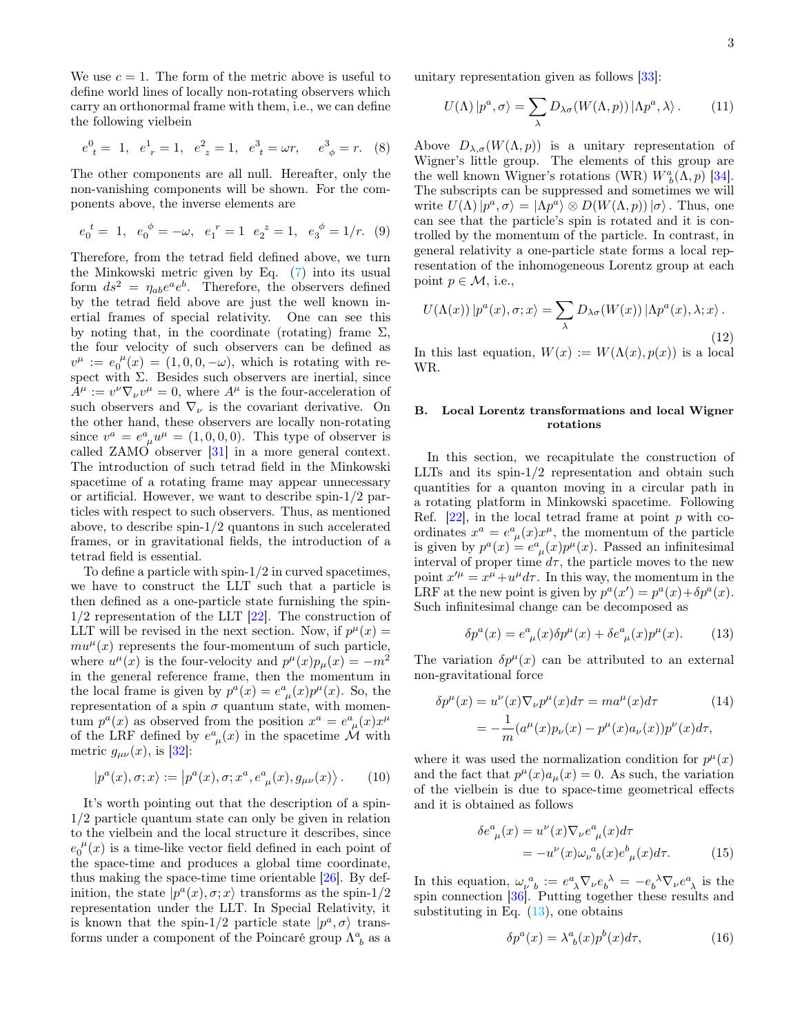We use $c = 1$. The form of the metric above is useful to define world lines of locally non-rotating observers which carry an orthonormal frame with them, i.e., we can define the following vielbein

$$e^0{}_t = 1, \quad e^1{}_r = 1, \quad e^2{}_z = 1, \quad e^3{}_t = \omega r, \qquad e^3{}_\phi = r. \quad (8)$$

The other components are all null. Hereafter, only the non-vanishing components will be shown. For the components above, the inverse elements are

$$e_0{}^t = 1, \quad e_0{}^\phi = -\omega, \quad e_1{}^r = 1 \quad e_2{}^z = 1, \quad e_3{}^\phi = 1/r. \quad (9)$$

Therefore, from the tetrad field defined above, we turn the Minkowski metric given by Eq. (7) into its usual form $ds^2 = \eta_{ab} e^a e^b$. Therefore, the observers defined by the tetrad field above are just the well known inertial frames of special relativity. One can see this by noting that, in the coordinate (rotating) frame $\Sigma$, the four velocity of such observers can be defined as $v^\mu := e_0{}^\mu(x) = (1, 0, 0, -\omega)$, which is rotating with respect with $\Sigma$. Besides such observers are inertial, since $A^\mu := v^\nu \nabla_\nu v^\mu = 0$, where $A^\mu$ is the four-acceleration of such observers and $\nabla_\nu$ is the covariant derivative. On the other hand, these observers are locally non-rotating since $v^a = e^a{}_\mu u^\mu = (1, 0, 0, 0)$. This type of observer is called ZAMO observer [31] in a more general context. The introduction of such tetrad field in the Minkowski spacetime of a rotating frame may appear unnecessary or artificial. However, we want to describe spin-1/2 particles with respect to such observers. Thus, as mentioned above, to describe spin-1/2 quantons in such accelerated frames, or in gravitational fields, the introduction of a tetrad field is essential.

To define a particle with spin-1/2 in curved spacetimes, we have to construct the LLT such that a particle is then defined as a one-particle state furnishing the spin-1/2 representation of the LLT [22]. The construction of LLT will be revised in the next section. Now, if $p^\mu(x) = m u^\mu(x)$ represents the four-momentum of such particle, where $u^\mu(x)$ is the four-velocity and $p^\mu(x) p_\mu(x) = -m^2$ in the general reference frame, then the momentum in the local frame is given by $p^a(x) = e^a{}_\mu(x) p^\mu(x)$. So, the representation of a spin $\sigma$ quantum state, with momentum $p^a(x)$ as observed from the position $x^a = e^a{}_\mu(x) x^\mu$ of the LRF defined by $e^a{}_\mu(x)$ in the spacetime $\mathcal{M}$ with metric $g_{\mu\nu}(x)$, is [32]:

$$|p^a(x), \sigma; x\rangle := \left| p^a(x), \sigma; x^a, e^a{}_\mu(x), g_{\mu\nu}(x) \right\rangle. \quad (10)$$

It's worth pointing out that the description of a spin-1/2 particle quantum state can only be given in relation to the vielbein and the local structure it describes, since $e_0{}^\mu(x)$ is a time-like vector field defined in each point of the space-time and produces a global time coordinate, thus making the space-time time orientable [26]. By definition, the state $|p^a(x), \sigma; x\rangle$ transforms as the spin-1/2 representation under the LLT. In Special Relativity, it is known that the spin-1/2 particle state $|p^a, \sigma\rangle$ transforms under a component of the Poincaré group $\Lambda^a{}_b$ as a unitary representation given as follows [33]:

$$U(\Lambda) |p^a, \sigma\rangle = \sum_\lambda D_{\lambda\sigma}(W(\Lambda, p)) |\Lambda p^a, \lambda\rangle. \quad (11)$$

Above $D_{\lambda,\sigma}(W(\Lambda, p))$ is a unitary representation of Wigner's little group. The elements of this group are the well known Wigner's rotations (WR) $W^a{}_b(\Lambda, p)$ [34]. The subscripts can be suppressed and sometimes we will write $U(\Lambda) |p^a, \sigma\rangle = |\Lambda p^a\rangle \otimes D(W(\Lambda, p)) |\sigma\rangle$. Thus, one can see that the particle's spin is rotated and it is controlled by the momentum of the particle. In contrast, in general relativity a one-particle state forms a local representation of the inhomogeneous Lorentz group at each point $p \in \mathcal{M}$, i.e.,

$$U(\Lambda(x)) |p^a(x), \sigma; x\rangle = \sum_\lambda D_{\lambda\sigma}(W(x)) |\Lambda p^a(x), \lambda; x\rangle. \quad (12)$$

In this last equation, $W(x) := W(\Lambda(x), p(x))$ is a local WR.

## B. Local Lorentz transformations and local Wigner rotations

In this section, we recapitulate the construction of LLTs and its spin-1/2 representation and obtain such quantities for a quanton moving in a circular path in a rotating platform in Minkowski spacetime. Following Ref. [22], in the local tetrad frame at point $p$ with coordinates $x^a = e^a{}_\mu(x) x^\mu$, the momentum of the particle is given by $p^a(x) = e^a{}_\mu(x) p^\mu(x)$. Passed an infinitesimal interval of proper time $d\tau$, the particle moves to the new point $x'^\mu = x^\mu + u^\mu d\tau$. In this way, the momentum in the LRF at the new point is given by $p^a(x') = p^a(x) + \delta p^a(x)$. Such infinitesimal change can be decomposed as

$$\delta p^a(x) = e^a{}_\mu(x) \delta p^\mu(x) + \delta e^a{}_\mu(x) p^\mu(x). \quad (13)$$

The variation $\delta p^\mu(x)$ can be attributed to an external non-gravitational force

$$\begin{aligned} \delta p^\mu(x) &= u^\nu(x) \nabla_\nu p^\mu(x) d\tau = m a^\mu(x) d\tau \quad (14) \\ &= -\frac{1}{m}(a^\mu(x) p_\nu(x) - p^\mu(x) a_\nu(x)) p^\nu(x) d\tau, \end{aligned}$$

where it was used the normalization condition for $p^\mu(x)$ and the fact that $p^\mu(x) a_\mu(x) = 0$. As such, the variation of the vielbein is due to space-time geometrical effects and it is obtained as follows

$$\begin{aligned} \delta e^a{}_\mu(x) &= u^\nu(x) \nabla_\nu e^a{}_\mu(x) d\tau \\ &= -u^\nu(x) \omega_\nu{}^a{}_b(x) e^b{}_\mu(x) d\tau. \quad (15) \end{aligned}$$

In this equation, $\omega_\nu{}^a{}_b := e^a{}_\lambda \nabla_\nu e_b{}^\lambda = -e_b{}^\lambda \nabla_\nu e^a{}_\lambda$ is the spin connection [36]. Putting together these results and substituting in Eq. (13), one obtains

$$\delta p^a(x) = \lambda^a{}_b(x) p^b(x) d\tau, \quad (16)$$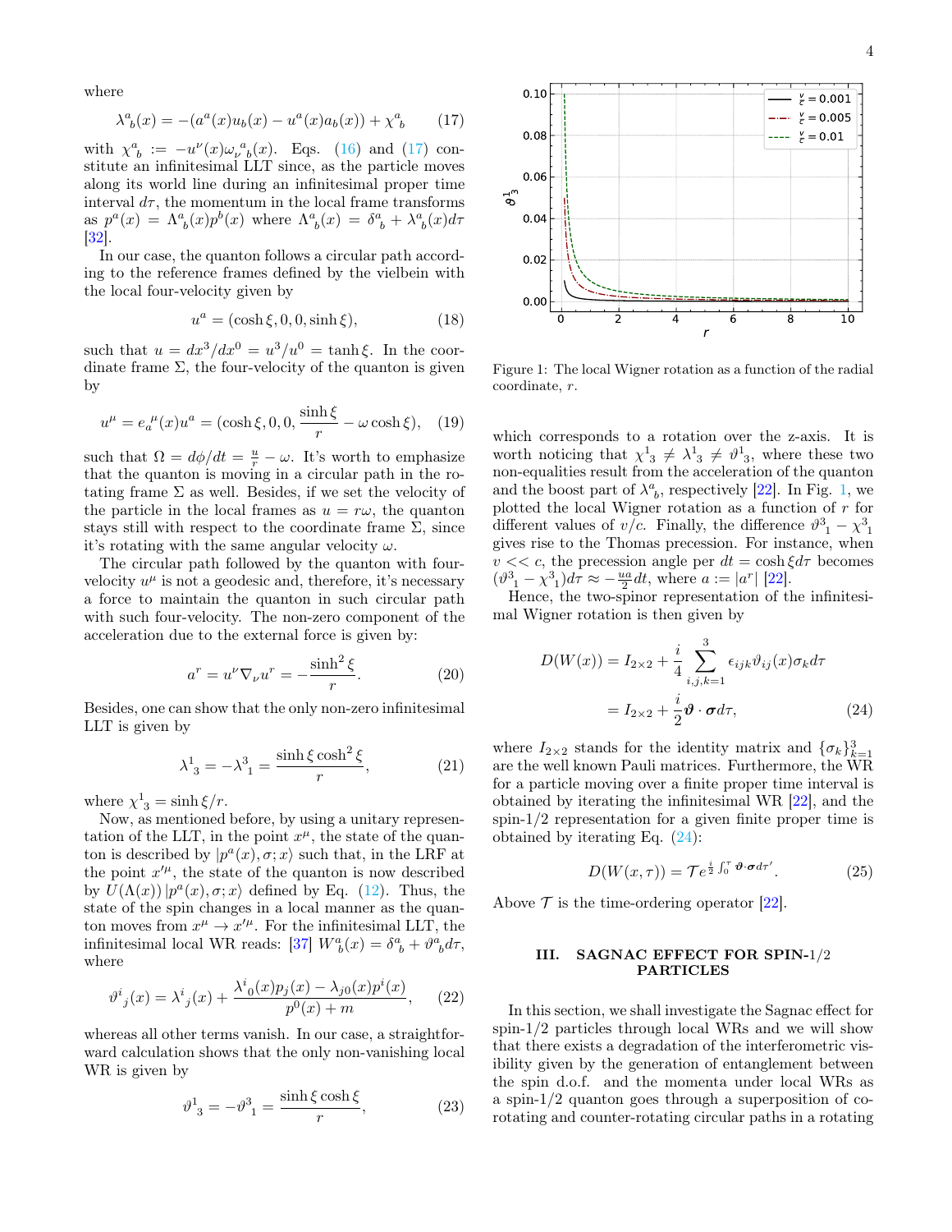where

$$\lambda^a{}_b(x) = -(a^a(x)u_b(x) - u^a(x)a_b(x)) + \chi^a{}_b \tag{17}$$

with $\chi^a{}_b := -u^\nu(x)\omega_\nu{}^a{}_b(x)$. Eqs. (16) and (17) constitute an infinitesimal LLT since, as the particle moves along its world line during an infinitesimal proper time interval $d\tau$, the momentum in the local frame transforms as $p^a(x) = \Lambda^a{}_b(x)p^b(x)$ where $\Lambda^a{}_b(x) = \delta^a{}_b + \lambda^a{}_b(x)d\tau$ [32].

In our case, the quanton follows a circular path according to the reference frames defined by the vielbein with the local four-velocity given by

$$u^a = (\cosh\xi, 0, 0, \sinh\xi), \tag{18}$$

such that $u = dx^3/dx^0 = u^3/u^0 = \tanh\xi$. In the coordinate frame $\Sigma$, the four-velocity of the quanton is given by

$$u^\mu = e_a{}^\mu(x)u^a = (\cosh\xi, 0, 0, \frac{\sinh\xi}{r} - \omega\cosh\xi), \tag{19}$$

such that $\Omega = d\phi/dt = \frac{u}{r} - \omega$. It's worth to emphasize that the quanton is moving in a circular path in the rotating frame $\Sigma$ as well. Besides, if we set the velocity of the particle in the local frames as $u = r\omega$, the quanton stays still with respect to the coordinate frame $\Sigma$, since it's rotating with the same angular velocity $\omega$.

The circular path followed by the quanton with four-velocity $u^\mu$ is not a geodesic and, therefore, it's necessary a force to maintain the quanton in such circular path with such four-velocity. The non-zero component of the acceleration due to the external force is given by:

$$a^r = u^\nu\nabla_\nu u^r = -\frac{\sinh^2\xi}{r}. \tag{20}$$

Besides, one can show that the only non-zero infinitesimal LLT is given by

$$\lambda^1{}_3 = -\lambda^3{}_1 = \frac{\sinh\xi\cosh^2\xi}{r}, \tag{21}$$

where $\chi^1{}_3 = \sinh\xi/r$.

Now, as mentioned before, by using a unitary representation of the LLT, in the point $x^\mu$, the state of the quanton is described by $|p^a(x), \sigma; x\rangle$ such that, in the LRF at the point $x'^\mu$, the state of the quanton is now described by $U(\Lambda(x))\,|p^a(x), \sigma; x\rangle$ defined by Eq. (12). Thus, the state of the spin changes in a local manner as the quanton moves from $x^\mu \to x'^\mu$. For the infinitesimal LLT, the infinitesimal local WR reads: [37] $W^a{}_b(x) = \delta^a{}_b + \vartheta^a{}_b d\tau$, where

$$\vartheta^i{}_j(x) = \lambda^i{}_j(x) + \frac{\lambda^i{}_0(x)p_j(x) - \lambda_{j0}(x)p^i(x)}{p^0(x) + m}, \tag{22}$$

whereas all other terms vanish. In our case, a straightforward calculation shows that the only non-vanishing local WR is given by

$$\vartheta^1{}_3 = -\vartheta^3{}_1 = \frac{\sinh\xi\cosh\xi}{r}, \tag{23}$$

Figure 1: The local Wigner rotation as a function of the radial coordinate, $r$.

which corresponds to a rotation over the z-axis. It is worth noticing that $\chi^1{}_3 \neq \lambda^1{}_3 \neq \vartheta^1{}_3$, where these two non-equalities result from the acceleration of the quanton and the boost part of $\lambda^a{}_b$, respectively [22]. In Fig. 1, we plotted the local Wigner rotation as a function of $r$ for different values of $v/c$. Finally, the difference $\vartheta^3{}_1 - \chi^3{}_1$ gives rise to the Thomas precession. For instance, when $v << c$, the precession angle per $dt = \cosh\xi d\tau$ becomes $(\vartheta^3{}_1 - \chi^3{}_1)d\tau \approx -\frac{ua}{2}dt$, where $a := |a^r|$ [22].

Hence, the two-spinor representation of the infinitesimal Wigner rotation is then given by

$$\begin{aligned} D(W(x)) &= I_{2\times 2} + \frac{i}{4}\sum_{i,j,k=1}^{3}\epsilon_{ijk}\vartheta_{ij}(x)\sigma_k d\tau \\ &= I_{2\times 2} + \frac{i}{2}\boldsymbol{\vartheta}\cdot\boldsymbol{\sigma}d\tau, \end{aligned} \tag{24}$$

where $I_{2\times 2}$ stands for the identity matrix and $\{\sigma_k\}_{k=1}^3$ are the well known Pauli matrices. Furthermore, the WR for a particle moving over a finite proper time interval is obtained by iterating the infinitesimal WR [22], and the spin-1/2 representation for a given finite proper time is obtained by iterating Eq. (24):

$$D(W(x,\tau)) = \mathcal{T}e^{\frac{i}{2}\int_0^\tau \boldsymbol{\vartheta}\cdot\boldsymbol{\sigma}d\tau'}. \tag{25}$$

Above $\mathcal{T}$ is the time-ordering operator [22].

## III. SAGNAC EFFECT FOR SPIN-1/2 PARTICLES

In this section, we shall investigate the Sagnac effect for spin-1/2 particles through local WRs and we will show that there exists a degradation of the interferometric visibility given by the generation of entanglement between the spin d.o.f. and the momenta under local WRs as a spin-1/2 quanton goes through a superposition of co-rotating and counter-rotating circular paths in a rotating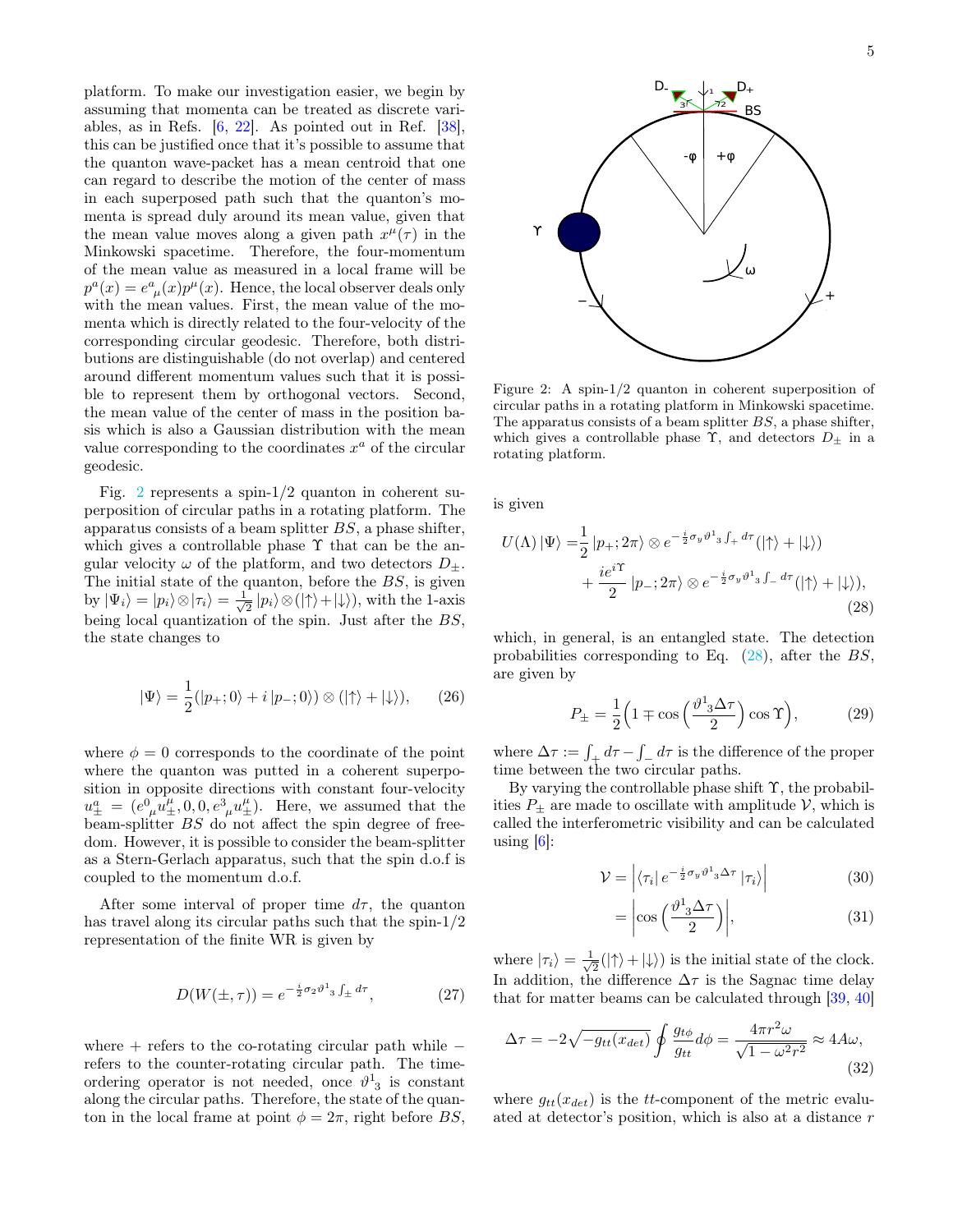platform. To make our investigation easier, we begin by assuming that momenta can be treated as discrete variables, as in Refs. [6, 22]. As pointed out in Ref. [38], this can be justified once that it's possible to assume that the quanton wave-packet has a mean centroid that one can regard to describe the motion of the center of mass in each superposed path such that the quanton's momenta is spread duly around its mean value, given that the mean value moves along a given path $x^{\mu}(\tau)$ in the Minkowski spacetime. Therefore, the four-momentum of the mean value as measured in a local frame will be $p^a(x) = e^a{}_{\mu}(x)p^{\mu}(x)$. Hence, the local observer deals only with the mean values. First, the mean value of the momenta which is directly related to the four-velocity of the corresponding circular geodesic. Therefore, both distributions are distinguishable (do not overlap) and centered around different momentum values such that it is possible to represent them by orthogonal vectors. Second, the mean value of the center of mass in the position basis which is also a Gaussian distribution with the mean value corresponding to the coordinates $x^a$ of the circular geodesic.

Fig. 2 represents a spin-1/2 quanton in coherent superposition of circular paths in a rotating platform. The apparatus consists of a beam splitter $BS$, a phase shifter, which gives a controllable phase $\Upsilon$ that can be the angular velocity $\omega$ of the platform, and two detectors $D_{\pm}$. The initial state of the quanton, before the $BS$, is given by $|\Psi_i\rangle = |p_i\rangle \otimes |\tau_i\rangle = \frac{1}{\sqrt{2}}|p_i\rangle \otimes (|\uparrow\rangle + |\downarrow\rangle)$, with the 1-axis being local quantization of the spin. Just after the $BS$, the state changes to

$$|\Psi\rangle = \frac{1}{2}(|p_+;0\rangle + i\,|p_-;0\rangle) \otimes (|\uparrow\rangle + |\downarrow\rangle), \tag{26}$$

where $\phi = 0$ corresponds to the coordinate of the point where the quanton was putted in a coherent superposition in opposite directions with constant four-velocity $u^a_{\pm} = (e^0{}_{\mu}u^{\mu}_{\pm}, 0, 0, e^3{}_{\mu}u^{\mu}_{\pm})$. Here, we assumed that the beam-splitter $BS$ do not affect the spin degree of freedom. However, it is possible to consider the beam-splitter as a Stern-Gerlach apparatus, such that the spin d.o.f is coupled to the momentum d.o.f.

After some interval of proper time $d\tau$, the quanton has travel along its circular paths such that the spin-1/2 representation of the finite WR is given by

$$D(W(\pm, \tau)) = e^{-\frac{i}{2}\sigma_2 \vartheta^1{}_3 \int_{\pm} d\tau}, \tag{27}$$

where $+$ refers to the co-rotating circular path while $-$ refers to the counter-rotating circular path. The time-ordering operator is not needed, once $\vartheta^1{}_3$ is constant along the circular paths. Therefore, the state of the quanton in the local frame at point $\phi = 2\pi$, right before $BS$, is given

$$\begin{aligned} U(\Lambda)\,|\Psi\rangle =& \frac{1}{2}\,|p_+;2\pi\rangle \otimes e^{-\frac{i}{2}\sigma_y \vartheta^1{}_3 \int_+ d\tau}(|\uparrow\rangle + |\downarrow\rangle) \\ &+ \frac{ie^{i\Upsilon}}{2}\,|p_-;2\pi\rangle \otimes e^{-\frac{i}{2}\sigma_y \vartheta^1{}_3 \int_- d\tau}(|\uparrow\rangle + |\downarrow\rangle), \end{aligned} \tag{28}$$

which, in general, is an entangled state. The detection probabilities corresponding to Eq. (28), after the $BS$, are given by

$$P_{\pm} = \frac{1}{2}\Big(1 \mp \cos\Big(\frac{\vartheta^1{}_3 \Delta\tau}{2}\Big)\cos\Upsilon\Big), \tag{29}$$

where $\Delta\tau := \int_+ d\tau - \int_- d\tau$ is the difference of the proper time between the two circular paths.

By varying the controllable phase shift $\Upsilon$, the probabilities $P_{\pm}$ are made to oscillate with amplitude $\mathcal{V}$, which is called the interferometric visibility and can be calculated using [6]:

$$\mathcal{V} = \Big|\langle\tau_i|\, e^{-\frac{i}{2}\sigma_y \vartheta^1{}_3 \Delta\tau}\,|\tau_i\rangle\Big| \tag{30}$$

$$= \Big|\cos\Big(\frac{\vartheta^1{}_3 \Delta\tau}{2}\Big)\Big|, \tag{31}$$

where $|\tau_i\rangle = \frac{1}{\sqrt{2}}(|\uparrow\rangle + |\downarrow\rangle)$ is the initial state of the clock. In addition, the difference $\Delta\tau$ is the Sagnac time delay that for matter beams can be calculated through [39, 40]

$$\Delta\tau = -2\sqrt{-g_{tt}(x_{det})}\oint \frac{g_{t\phi}}{g_{tt}}d\phi = \frac{4\pi r^2\omega}{\sqrt{1-\omega^2 r^2}} \approx 4A\omega, \tag{32}$$

where $g_{tt}(x_{det})$ is the $tt$-component of the metric evaluated at detector's position, which is also at a distance $r$

Figure 2: A spin-1/2 quanton in coherent superposition of circular paths in a rotating platform in Minkowski spacetime. The apparatus consists of a beam splitter $BS$, a phase shifter, which gives a controllable phase $\Upsilon$, and detectors $D_{\pm}$ in a rotating platform.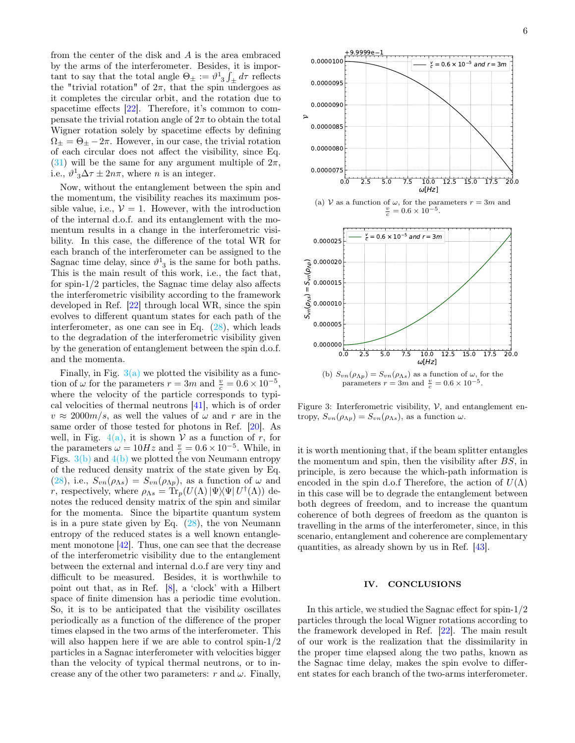from the center of the disk and $A$ is the area embraced by the arms of the interferometer. Besides, it is important to say that the total angle $\Theta_\pm := \vartheta^1{}_3 \int_\pm d\tau$ reflects the "trivial rotation" of $2\pi$, that the spin undergoes as it completes the circular orbit, and the rotation due to spacetime effects [22]. Therefore, it's common to compensate the trivial rotation angle of $2\pi$ to obtain the total Wigner rotation solely by spacetime effects by defining $\Omega_\pm = \Theta_\pm - 2\pi$. However, in our case, the trivial rotation of each circular does not affect the visibility, since Eq. (31) will be the same for any argument multiple of $2\pi$, i.e., $\vartheta^1{}_3 \Delta\tau \pm 2n\pi$, where $n$ is an integer.

Now, without the entanglement between the spin and the momentum, the visibility reaches its maximum possible value, i.e., $\mathcal{V} = 1$. However, with the introduction of the internal d.o.f. and its entanglement with the momentum results in a change in the interferometric visibility. In this case, the difference of the total WR for each branch of the interferometer can be assigned to the Sagnac time delay, since $\vartheta^1{}_3$ is the same for both paths. This is the main result of this work, i.e., the fact that, for spin-1/2 particles, the Sagnac time delay also affects the interferometric visibility according to the framework developed in Ref. [22] through local WR, since the spin evolves to different quantum states for each path of the interferometer, as one can see in Eq. (28), which leads to the degradation of the interferometric visibility given by the generation of entanglement between the spin d.o.f. and the momenta.

Finally, in Fig. 3(a) we plotted the visibility as a function of $\omega$ for the parameters $r = 3m$ and $\frac{v}{c} = 0.6 \times 10^{-5}$, where the velocity of the particle corresponds to typical velocities of thermal neutrons [41], which is of order $v \approx 2000 m/s$, as well the values of $\omega$ and $r$ are in the same order of those tested for photons in Ref. [20]. As well, in Fig. 4(a), it is shown $\mathcal{V}$ as a function of $r$, for the parameters $\omega = 10Hz$ and $\frac{v}{c} = 0.6 \times 10^{-5}$. While, in Figs. 3(b) and 4(b) we plotted the von Neumann entropy of the reduced density matrix of the state given by Eq. (28), i.e., $S_{vn}(\rho_{\Lambda s}) = S_{vn}(\rho_{\Lambda p})$, as a function of $\omega$ and $r$, respectively, where $\rho_{\Lambda s} = \mathrm{Tr}_p(U(\Lambda) |\Psi\rangle\langle\Psi| U^\dagger(\Lambda))$ denotes the reduced density matrix of the spin and similar for the momenta. Since the bipartite quantum system is in a pure state given by Eq. (28), the von Neumann entropy of the reduced states is a well known entanglement monotone [42]. Thus, one can see that the decrease of the interferometric visibility due to the entanglement between the external and internal d.o.f are very tiny and difficult to be measured. Besides, it is worthwhile to point out that, as in Ref. [8], a 'clock' with a Hilbert space of finite dimension has a periodic time evolution. So, it is to be anticipated that the visibility oscillates periodically as a function of the difference of the proper times elapsed in the two arms of the interferometer. This will also happen here if we are able to control spin-1/2 particles in a Sagnac interferometer with velocities bigger than the velocity of typical thermal neutrons, or to increase any of the other two parameters: $r$ and $\omega$. Finally, it is worth mentioning that, if the beam splitter entangles the momentum and spin, then the visibility after $BS$, in principle, is zero because the which-path information is encoded in the spin d.o.f Therefore, the action of $U(\Lambda)$ in this case will be to degrade the entanglement between both degrees of freedom, and to increase the quantum coherence of both degrees of freedom as the quanton is travelling in the arms of the interferometer, since, in this scenario, entanglement and coherence are complementary quantities, as already shown by us in Ref. [43].

(a) $\mathcal{V}$ as a function of $\omega$, for the parameters $r = 3m$ and $\frac{v}{c} = 0.6 \times 10^{-5}$.

(b) $S_{vn}(\rho_{\Lambda p}) = S_{vn}(\rho_{\Lambda s})$ as a function of $\omega$, for the parameters $r = 3m$ and $\frac{v}{c} = 0.6 \times 10^{-5}$.

Figure 3: Interferometric visibility, $\mathcal{V}$, and entanglement entropy, $S_{vn}(\rho_{\Lambda p}) = S_{vn}(\rho_{\Lambda s})$, as a function $\omega$.

## IV. CONCLUSIONS

In this article, we studied the Sagnac effect for spin-1/2 particles through the local Wigner rotations according to the framework developed in Ref. [22]. The main result of our work is the realization that the dissimilarity in the proper time elapsed along the two paths, known as the Sagnac time delay, makes the spin evolve to different states for each branch of the two-arms interferometer.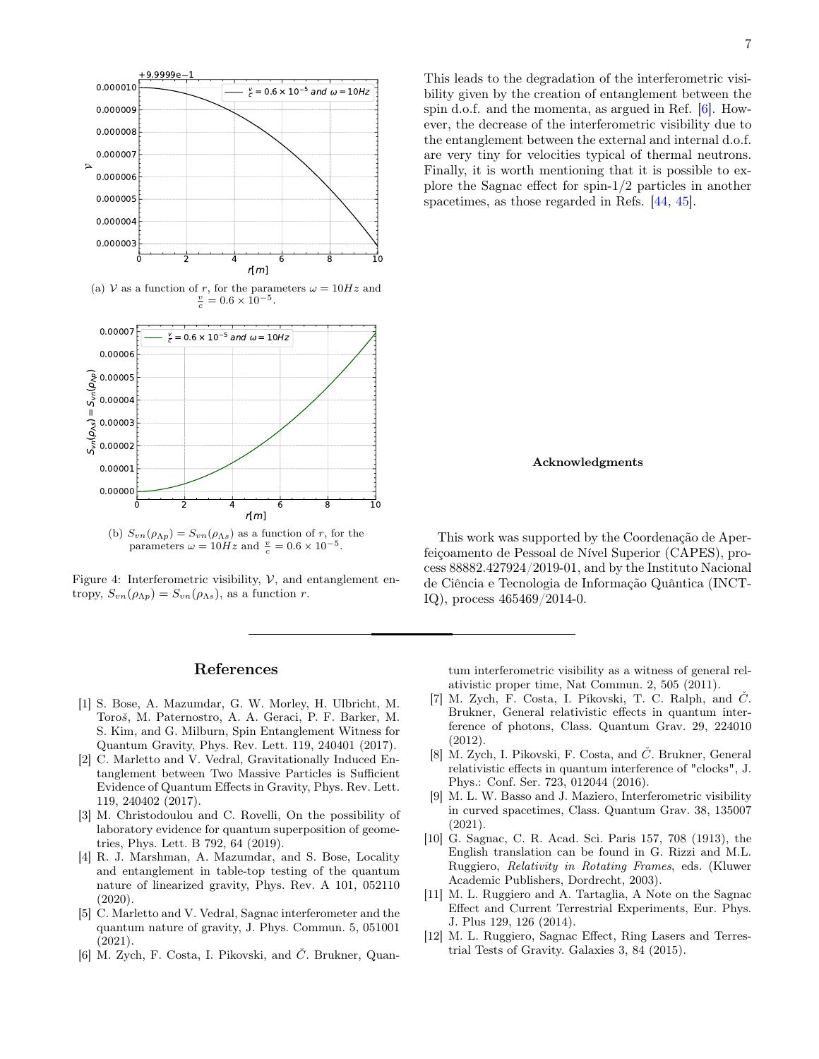(a) $\mathcal{V}$ as a function of $r$, for the parameters $\omega = 10Hz$ and $\frac{v}{c} = 0.6 \times 10^{-5}$.

(b) $S_{vn}(\rho_{\Lambda p}) = S_{vn}(\rho_{\Lambda s})$ as a function of $r$, for the parameters $\omega = 10Hz$ and $\frac{v}{c} = 0.6 \times 10^{-5}$.

Figure 4: Interferometric visibility, $\mathcal{V}$, and entanglement entropy, $S_{vn}(\rho_{\Lambda p}) = S_{vn}(\rho_{\Lambda s})$, as a function $r$.

This leads to the degradation of the interferometric visibility given by the creation of entanglement between the spin d.o.f. and the momenta, as argued in Ref. [6]. However, the decrease of the interferometric visibility due to the entanglement between the external and internal d.o.f. are very tiny for velocities typical of thermal neutrons. Finally, it is worth mentioning that it is possible to explore the Sagnac effect for spin-1/2 particles in another spacetimes, as those regarded in Refs. [44, 45].

### Acknowledgments

This work was supported by the Coordenação de Aperfeiçoamento de Pessoal de Nível Superior (CAPES), process 88882.427924/2019-01, and by the Instituto Nacional de Ciência e Tecnologia de Informação Quântica (INCT-IQ), process 465469/2014-0.

---

## References

[1] S. Bose, A. Mazumdar, G. W. Morley, H. Ulbricht, M. Toroš, M. Paternostro, A. A. Geraci, P. F. Barker, M. S. Kim, and G. Milburn, Spin Entanglement Witness for Quantum Gravity, Phys. Rev. Lett. 119, 240401 (2017).

[2] C. Marletto and V. Vedral, Gravitationally Induced Entanglement between Two Massive Particles is Sufficient Evidence of Quantum Effects in Gravity, Phys. Rev. Lett. 119, 240402 (2017).

[3] M. Christodoulou and C. Rovelli, On the possibility of laboratory evidence for quantum superposition of geometries, Phys. Lett. B 792, 64 (2019).

[4] R. J. Marshman, A. Mazumdar, and S. Bose, Locality and entanglement in table-top testing of the quantum nature of linearized gravity, Phys. Rev. A 101, 052110 (2020).

[5] C. Marletto and V. Vedral, Sagnac interferometer and the quantum nature of gravity, J. Phys. Commun. 5, 051001 (2021).

[6] M. Zych, F. Costa, I. Pikovski, and Č. Brukner, Quantum interferometric visibility as a witness of general relativistic proper time, Nat Commun. 2, 505 (2011).

[7] M. Zych, F. Costa, I. Pikovski, T. C. Ralph, and Č. Brukner, General relativistic effects in quantum interference of photons, Class. Quantum Grav. 29, 224010 (2012).

[8] M. Zych, I. Pikovski, F. Costa, and Č. Brukner, General relativistic effects in quantum interference of "clocks", J. Phys.: Conf. Ser. 723, 012044 (2016).

[9] M. L. W. Basso and J. Maziero, Interferometric visibility in curved spacetimes, Class. Quantum Grav. 38, 135007 (2021).

[10] G. Sagnac, C. R. Acad. Sci. Paris 157, 708 (1913), the English translation can be found in G. Rizzi and M.L. Ruggiero, *Relativity in Rotating Frames*, eds. (Kluwer Academic Publishers, Dordrecht, 2003).

[11] M. L. Ruggiero and A. Tartaglia, A Note on the Sagnac Effect and Current Terrestrial Experiments, Eur. Phys. J. Plus 129, 126 (2014).

[12] M. L. Ruggiero, Sagnac Effect, Ring Lasers and Terrestrial Tests of Gravity. Galaxies 3, 84 (2015).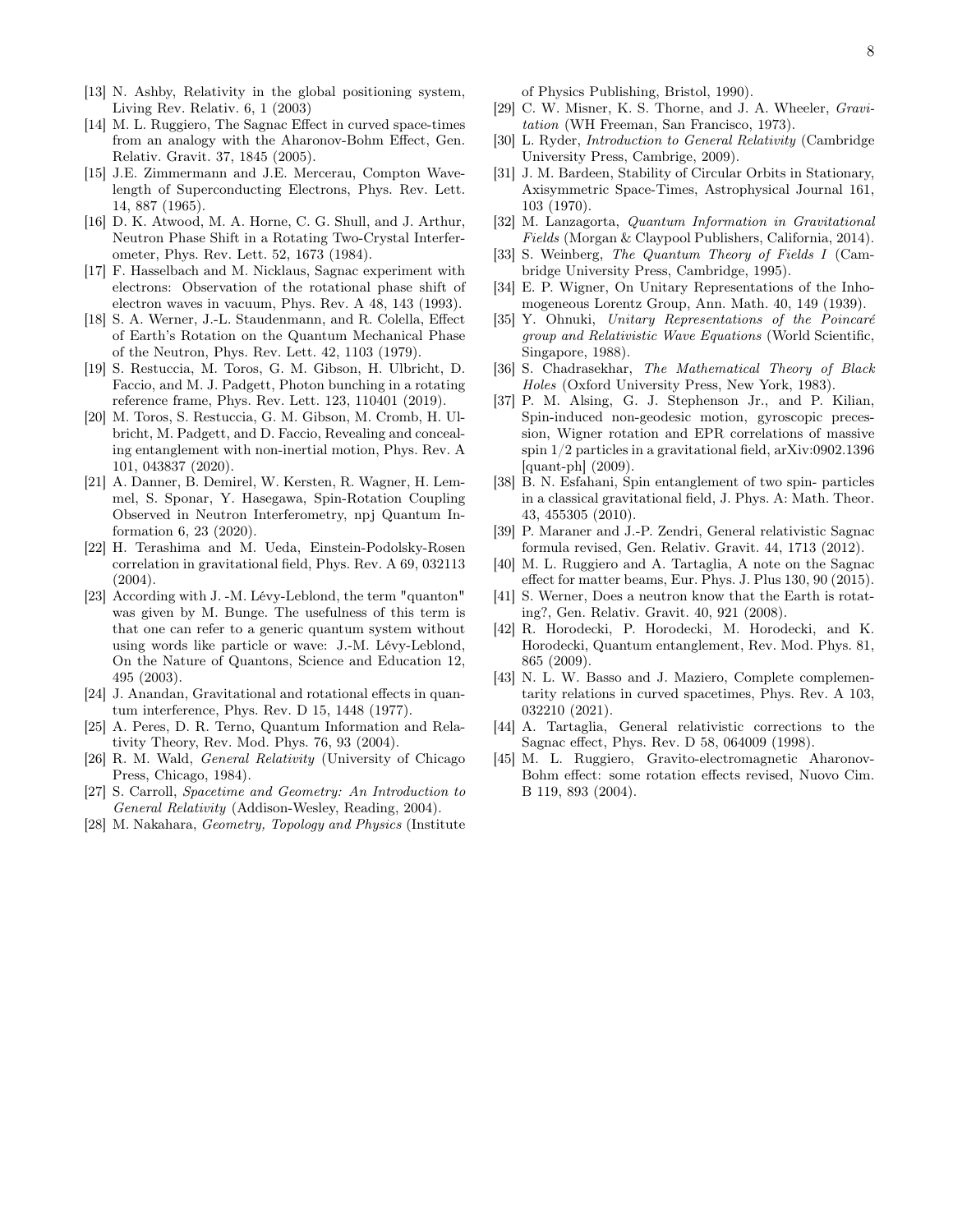[13] N. Ashby, Relativity in the global positioning system, Living Rev. Relativ. 6, 1 (2003)

[14] M. L. Ruggiero, The Sagnac Effect in curved space-times from an analogy with the Aharonov-Bohm Effect, Gen. Relativ. Gravit. 37, 1845 (2005).

[15] J.E. Zimmermann and J.E. Mercerau, Compton Wavelength of Superconducting Electrons, Phys. Rev. Lett. 14, 887 (1965).

[16] D. K. Atwood, M. A. Horne, C. G. Shull, and J. Arthur, Neutron Phase Shift in a Rotating Two-Crystal Interferometer, Phys. Rev. Lett. 52, 1673 (1984).

[17] F. Hasselbach and M. Nicklaus, Sagnac experiment with electrons: Observation of the rotational phase shift of electron waves in vacuum, Phys. Rev. A 48, 143 (1993).

[18] S. A. Werner, J.-L. Staudenmann, and R. Colella, Effect of Earth's Rotation on the Quantum Mechanical Phase of the Neutron, Phys. Rev. Lett. 42, 1103 (1979).

[19] S. Restuccia, M. Toros, G. M. Gibson, H. Ulbricht, D. Faccio, and M. J. Padgett, Photon bunching in a rotating reference frame, Phys. Rev. Lett. 123, 110401 (2019).

[20] M. Toros, S. Restuccia, G. M. Gibson, M. Cromb, H. Ulbricht, M. Padgett, and D. Faccio, Revealing and concealing entanglement with non-inertial motion, Phys. Rev. A 101, 043837 (2020).

[21] A. Danner, B. Demirel, W. Kersten, R. Wagner, H. Lemmel, S. Sponar, Y. Hasegawa, Spin-Rotation Coupling Observed in Neutron Interferometry, npj Quantum Information 6, 23 (2020).

[22] H. Terashima and M. Ueda, Einstein-Podolsky-Rosen correlation in gravitational field, Phys. Rev. A 69, 032113 (2004).

[23] According with J. -M. Lévy-Leblond, the term "quanton" was given by M. Bunge. The usefulness of this term is that one can refer to a generic quantum system without using words like particle or wave: J.-M. Lévy-Leblond, On the Nature of Quantons, Science and Education 12, 495 (2003).

[24] J. Anandan, Gravitational and rotational effects in quantum interference, Phys. Rev. D 15, 1448 (1977).

[25] A. Peres, D. R. Terno, Quantum Information and Relativity Theory, Rev. Mod. Phys. 76, 93 (2004).

[26] R. M. Wald, *General Relativity* (University of Chicago Press, Chicago, 1984).

[27] S. Carroll, *Spacetime and Geometry: An Introduction to General Relativity* (Addison-Wesley, Reading, 2004).

[28] M. Nakahara, *Geometry, Topology and Physics* (Institute of Physics Publishing, Bristol, 1990).

[29] C. W. Misner, K. S. Thorne, and J. A. Wheeler, *Gravitation* (WH Freeman, San Francisco, 1973).

[30] L. Ryder, *Introduction to General Relativity* (Cambridge University Press, Cambrige, 2009).

[31] J. M. Bardeen, Stability of Circular Orbits in Stationary, Axisymmetric Space-Times, Astrophysical Journal 161, 103 (1970).

[32] M. Lanzagorta, *Quantum Information in Gravitational Fields* (Morgan & Claypool Publishers, California, 2014).

[33] S. Weinberg, *The Quantum Theory of Fields I* (Cambridge University Press, Cambridge, 1995).

[34] E. P. Wigner, On Unitary Representations of the Inhomogeneous Lorentz Group, Ann. Math. 40, 149 (1939).

[35] Y. Ohnuki, *Unitary Representations of the Poincaré group and Relativistic Wave Equations* (World Scientific, Singapore, 1988).

[36] S. Chadrasekhar, *The Mathematical Theory of Black Holes* (Oxford University Press, New York, 1983).

[37] P. M. Alsing, G. J. Stephenson Jr., and P. Kilian, Spin-induced non-geodesic motion, gyroscopic precession, Wigner rotation and EPR correlations of massive spin 1/2 particles in a gravitational field, arXiv:0902.1396 [quant-ph] (2009).

[38] B. N. Esfahani, Spin entanglement of two spin- particles in a classical gravitational field, J. Phys. A: Math. Theor. 43, 455305 (2010).

[39] P. Maraner and J.-P. Zendri, General relativistic Sagnac formula revised, Gen. Relativ. Gravit. 44, 1713 (2012).

[40] M. L. Ruggiero and A. Tartaglia, A note on the Sagnac effect for matter beams, Eur. Phys. J. Plus 130, 90 (2015).

[41] S. Werner, Does a neutron know that the Earth is rotating?, Gen. Relativ. Gravit. 40, 921 (2008).

[42] R. Horodecki, P. Horodecki, M. Horodecki, and K. Horodecki, Quantum entanglement, Rev. Mod. Phys. 81, 865 (2009).

[43] N. L. W. Basso and J. Maziero, Complete complementarity relations in curved spacetimes, Phys. Rev. A 103, 032210 (2021).

[44] A. Tartaglia, General relativistic corrections to the Sagnac effect, Phys. Rev. D 58, 064009 (1998).

[45] M. L. Ruggiero, Gravito-electromagnetic Aharonov-Bohm effect: some rotation effects revised, Nuovo Cim. B 119, 893 (2004).